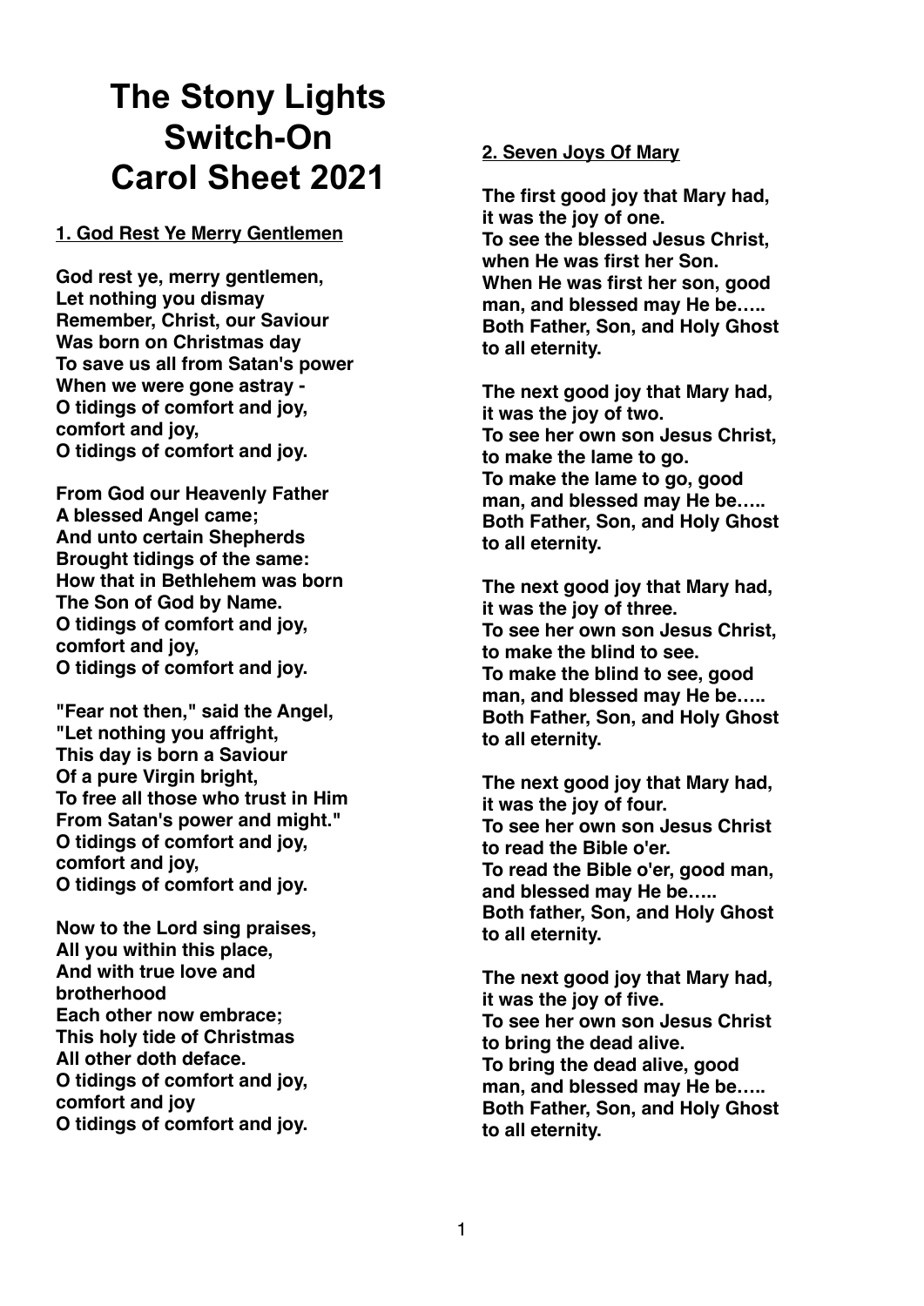# The Stony Lights Switch-On Carol Sheet 2021

## 1. God Rest Ye Merry Gentlemen

**God rest ye, merry gentlemen,
Let nothing you dismay
Remember, Christ, our Saviour
Was born on Christmas day
To save us all from Satan's power
When we were gone astray -
O tidings of comfort and joy,
comfort and joy,
O tidings of comfort and joy.**

**From God our Heavenly Father
A blessed Angel came;
And unto certain Shepherds
Brought tidings of the same:
How that in Bethlehem was born
The Son of God by Name.
O tidings of comfort and joy,
comfort and joy,
O tidings of comfort and joy.**

**"Fear not then," said the Angel,
"Let nothing you affright,
This day is born a Saviour
Of a pure Virgin bright,
To free all those who trust in Him
From Satan's power and might."
O tidings of comfort and joy,
comfort and joy,
O tidings of comfort and joy.**

**Now to the Lord sing praises,
All you within this place,
And with true love and brotherhood
Each other now embrace;
This holy tide of Christmas
All other doth deface.
O tidings of comfort and joy,
comfort and joy
O tidings of comfort and joy.**

## 2. Seven Joys Of Mary

**The first good joy that Mary had,
it was the joy of one.
To see the blessed Jesus Christ,
when He was first her Son.
When He was first her son, good man, and blessed may He be…..
Both Father, Son, and Holy Ghost
to all eternity.**

**The next good joy that Mary had,
it was the joy of two.
To see her own son Jesus Christ,
to make the lame to go.
To make the lame to go, good man, and blessed may He be…..
Both Father, Son, and Holy Ghost
to all eternity.**

**The next good joy that Mary had,
it was the joy of three.
To see her own son Jesus Christ,
to make the blind to see.
To make the blind to see, good man, and blessed may He be…..
Both Father, Son, and Holy Ghost
to all eternity.**

**The next good joy that Mary had,
it was the joy of four.
To see her own son Jesus Christ
to read the Bible o'er.
To read the Bible o'er, good man, and blessed may He be…..
Both father, Son, and Holy Ghost
to all eternity.**

**The next good joy that Mary had,
it was the joy of five.
To see her own son Jesus Christ
to bring the dead alive.
To bring the dead alive, good man, and blessed may He be…..
Both Father, Son, and Holy Ghost
to all eternity.**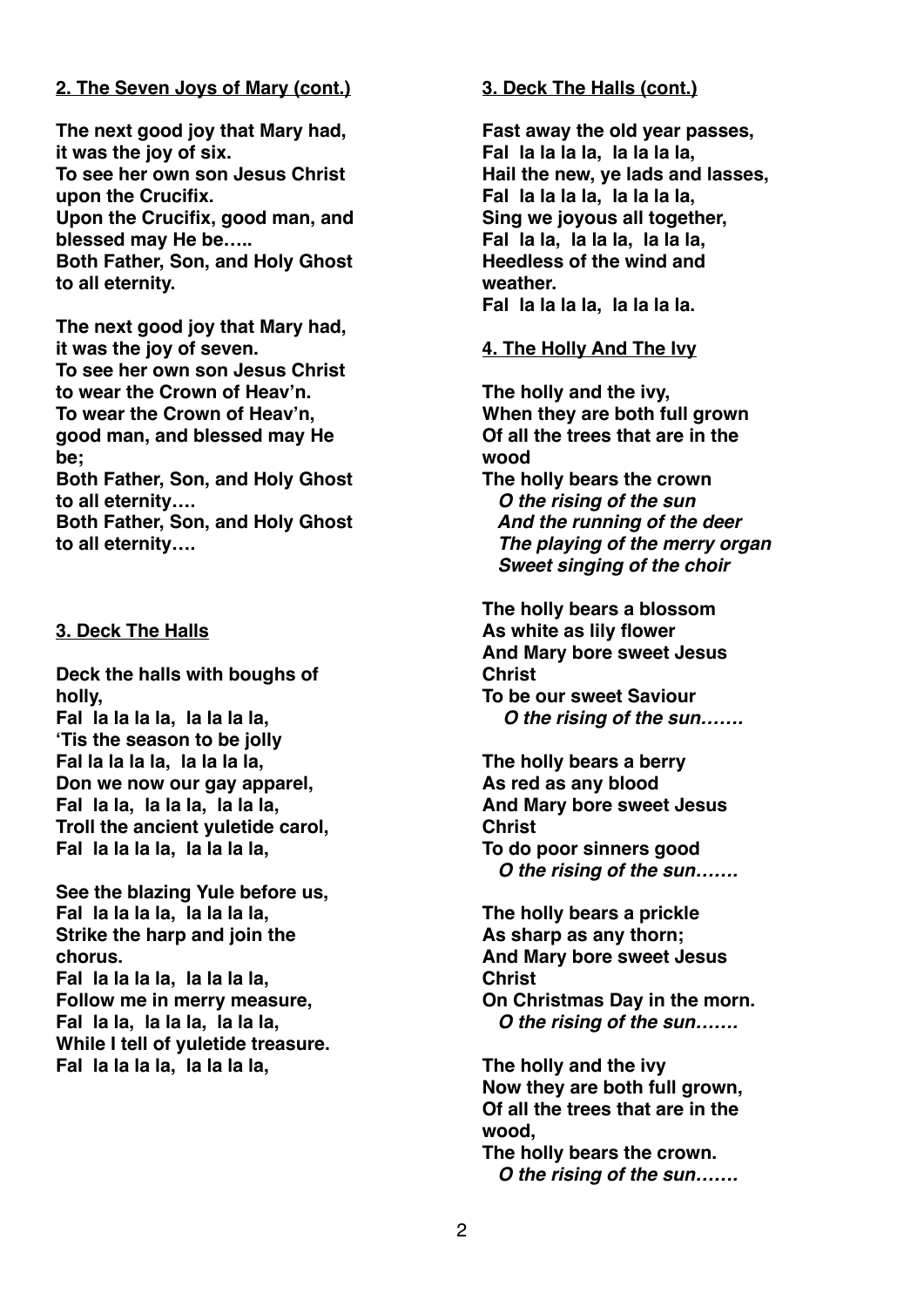**2. The Seven Joys of Mary (cont.)**

**The next good joy that Mary had, it was the joy of six.**
**To see her own son Jesus Christ upon the Crucifix.**
**Upon the Crucifix, good man, and blessed may He be…..**
**Both Father, Son, and Holy Ghost to all eternity.**

**The next good joy that Mary had, it was the joy of seven.**
**To see her own son Jesus Christ to wear the Crown of Heav'n.**
**To wear the Crown of Heav'n, good man, and blessed may He be;**
**Both Father, Son, and Holy Ghost to all eternity….**
**Both Father, Son, and Holy Ghost to all eternity….**

**3. Deck The Halls**

**Deck the halls with boughs of holly,**
**Fal la la la la, la la la la,**
**'Tis the season to be jolly**
**Fal la la la la, la la la la,**
**Don we now our gay apparel,**
**Fal la la, la la la, la la la,**
**Troll the ancient yuletide carol,**
**Fal la la la la, la la la la,**

**See the blazing Yule before us,**
**Fal la la la la, la la la la,**
**Strike the harp and join the chorus.**
**Fal la la la la, la la la la,**
**Follow me in merry measure,**
**Fal la la, la la la, la la la,**
**While I tell of yuletide treasure.**
**Fal la la la la, la la la la,**

**3. Deck The Halls (cont.)**

**Fast away the old year passes,**
**Fal la la la la, la la la la,**
**Hail the new, ye lads and lasses,**
**Fal la la la la, la la la la,**
**Sing we joyous all together,**
**Fal la la, la la la, la la la,**
**Heedless of the wind and weather.**
**Fal la la la la, la la la la.**

**4. The Holly And The Ivy**

**The holly and the ivy,**
**When they are both full grown**
**Of all the trees that are in the wood**
**The holly bears the crown**
***O the rising of the sun***
***And the running of the deer***
***The playing of the merry organ***
***Sweet singing of the choir***

**The holly bears a blossom**
**As white as lily flower**
**And Mary bore sweet Jesus Christ**
**To be our sweet Saviour**
***O the rising of the sun…….***

**The holly bears a berry**
**As red as any blood**
**And Mary bore sweet Jesus Christ**
**To do poor sinners good**
***O the rising of the sun…….***

**The holly bears a prickle**
**As sharp as any thorn;**
**And Mary bore sweet Jesus Christ**
**On Christmas Day in the morn.**
***O the rising of the sun…….***

**The holly and the ivy**
**Now they are both full grown,**
**Of all the trees that are in the wood,**
**The holly bears the crown.**
***O the rising of the sun…….***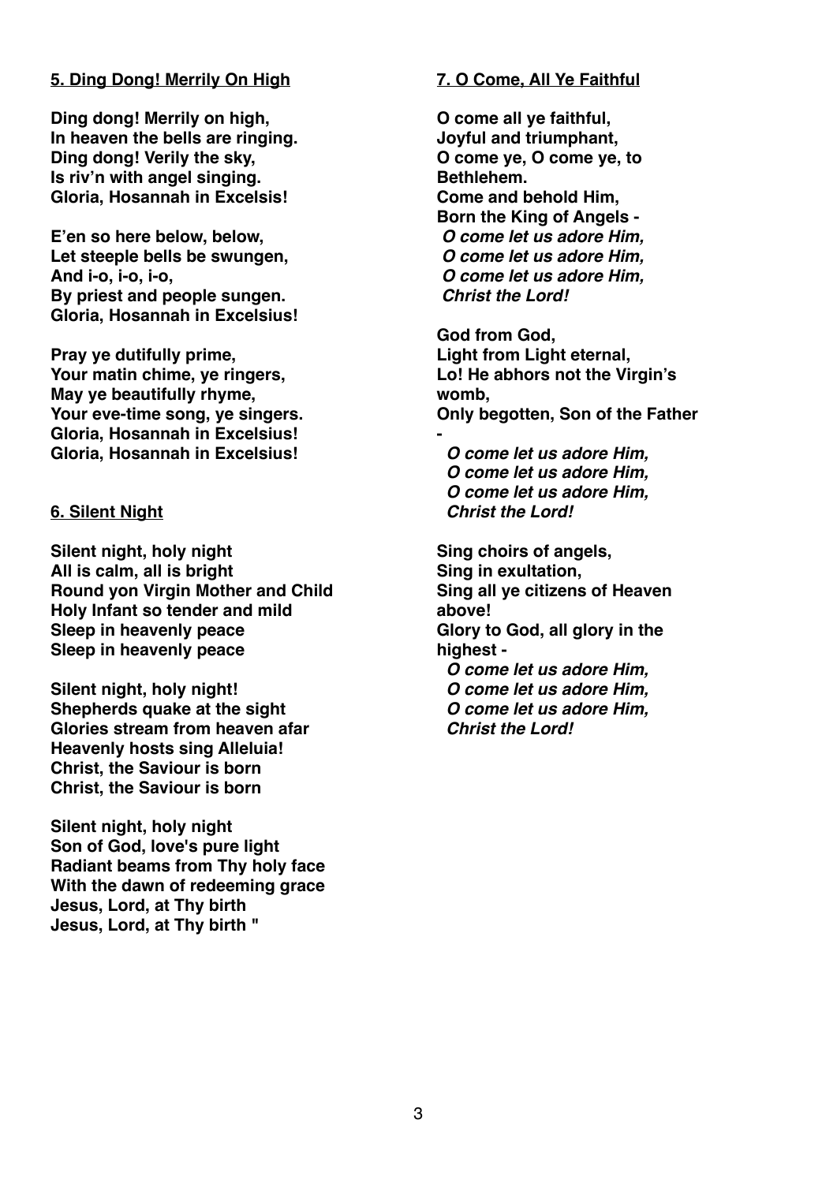## 5. Ding Dong! Merrily On High

**Ding dong! Merrily on high,**
**In heaven the bells are ringing.**
**Ding dong! Verily the sky,**
**Is riv'n with angel singing.**
**Gloria, Hosannah in Excelsis!**

**E'en so here below, below,**
**Let steeple bells be swungen,**
**And i-o, i-o, i-o,**
**By priest and people sungen.**
**Gloria, Hosannah in Excelsius!**

**Pray ye dutifully prime,**
**Your matin chime, ye ringers,**
**May ye beautifully rhyme,**
**Your eve-time song, ye singers.**
**Gloria, Hosannah in Excelsius!**
**Gloria, Hosannah in Excelsius!**

## 6. Silent Night

**Silent night, holy night**
**All is calm, all is bright**
**Round yon Virgin Mother and Child**
**Holy Infant so tender and mild**
**Sleep in heavenly peace**
**Sleep in heavenly peace**

**Silent night, holy night!**
**Shepherds quake at the sight**
**Glories stream from heaven afar**
**Heavenly hosts sing Alleluia!**
**Christ, the Saviour is born**
**Christ, the Saviour is born**

**Silent night, holy night**
**Son of God, love's pure light**
**Radiant beams from Thy holy face**
**With the dawn of redeeming grace**
**Jesus, Lord, at Thy birth**
**Jesus, Lord, at Thy birth "**

## 7. O Come, All Ye Faithful

**O come all ye faithful,**
**Joyful and triumphant,**
**O come ye, O come ye, to Bethlehem.**
**Come and behold Him,**
**Born the King of Angels -**
***O come let us adore Him,***
***O come let us adore Him,***
***O come let us adore Him,***
***Christ the Lord!***

**God from God,**
**Light from Light eternal,**
**Lo! He abhors not the Virgin's womb,**
**Only begotten, Son of the Father -**
***O come let us adore Him,***
***O come let us adore Him,***
***O come let us adore Him,***
***Christ the Lord!***

**Sing choirs of angels,**
**Sing in exultation,**
**Sing all ye citizens of Heaven above!**
**Glory to God, all glory in the highest -**
***O come let us adore Him,***
***O come let us adore Him,***
***O come let us adore Him,***
***Christ the Lord!***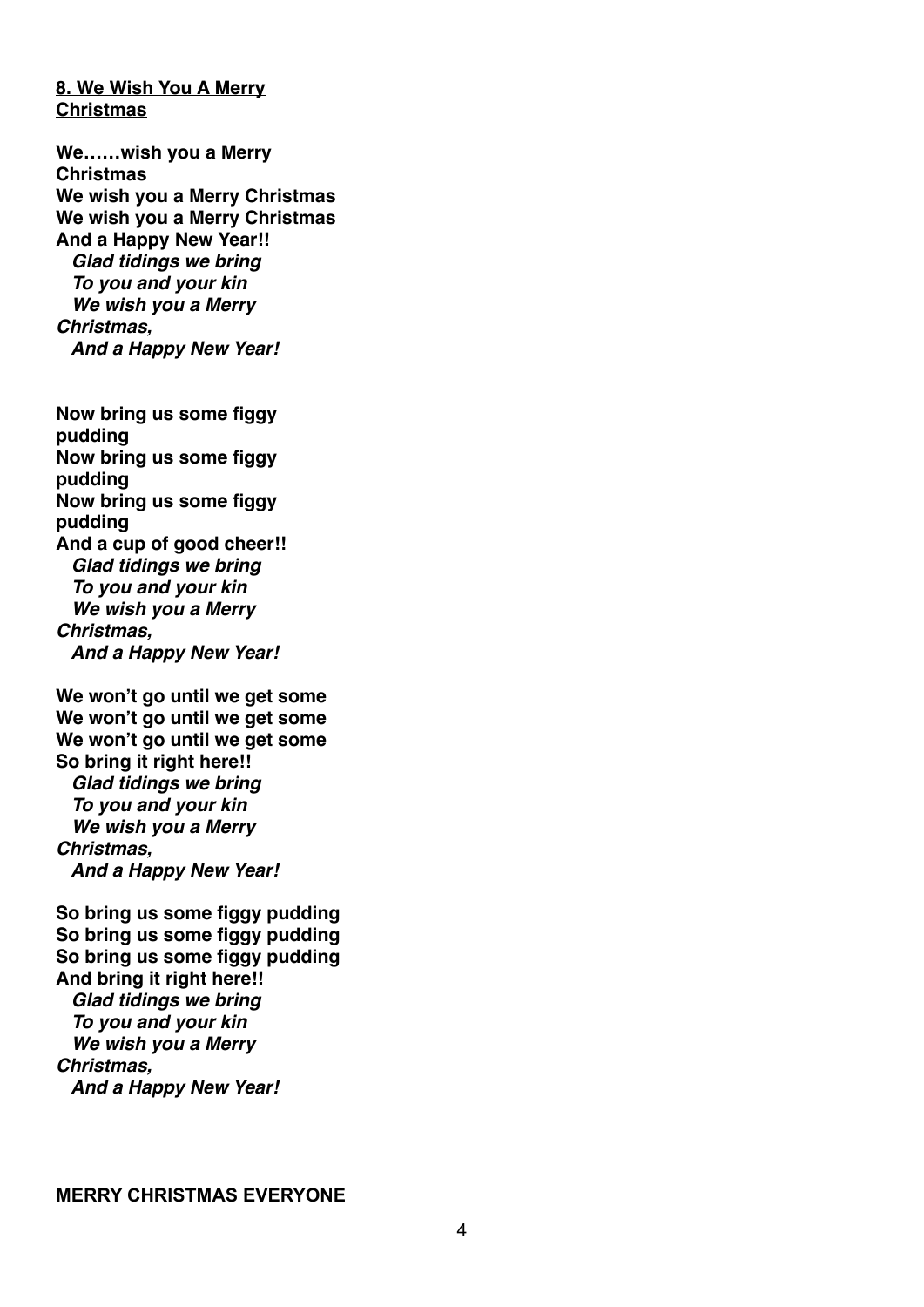**8. We Wish You A Merry Christmas**

**We……wish you a Merry Christmas**
**We wish you a Merry Christmas**
**We wish you a Merry Christmas**
**And a Happy New Year!!**
***Glad tidings we bring***
***To you and your kin***
***We wish you a Merry Christmas,***
***And a Happy New Year!***

**Now bring us some figgy pudding**
**Now bring us some figgy pudding**
**Now bring us some figgy pudding**
**And a cup of good cheer!!**
***Glad tidings we bring***
***To you and your kin***
***We wish you a Merry Christmas,***
***And a Happy New Year!***

**We won't go until we get some**
**We won't go until we get some**
**We won't go until we get some**
**So bring it right here!!**
***Glad tidings we bring***
***To you and your kin***
***We wish you a Merry Christmas,***
***And a Happy New Year!***

**So bring us some figgy pudding**
**So bring us some figgy pudding**
**So bring us some figgy pudding**
**And bring it right here!!**
***Glad tidings we bring***
***To you and your kin***
***We wish you a Merry Christmas,***
***And a Happy New Year!***

**MERRY CHRISTMAS EVERYONE**